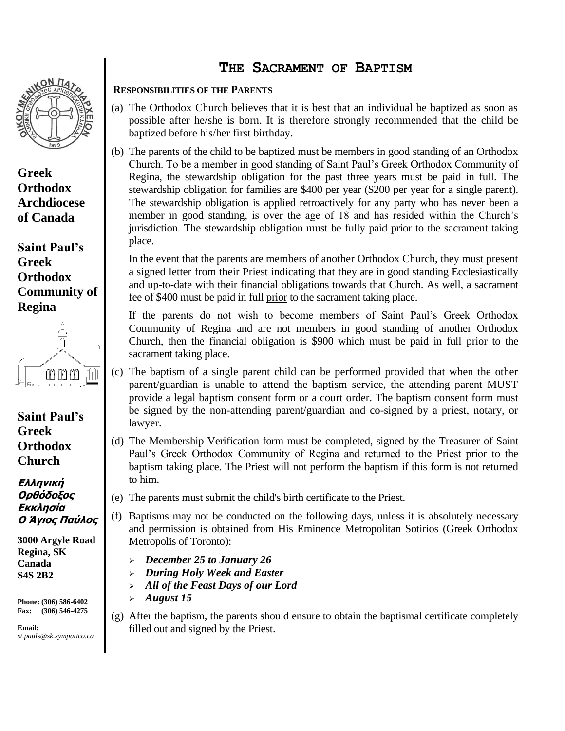**Greek Orthodox Archdiocese of Canada**

**Saint Paul's Greek Orthodox Community of Regina**

**Saint Paul's Greek Orthodox Church**

***Ελληνική Ορθόδοξος Εκκλησία Ο Άγιος Παύλος***

**3000 Argyle Road**
**Regina, SK**
**Canada**
**S4S 2B2**

**Phone: (306) 586-6402**
**Fax: (306) 546-4275**

**Email:**
*st.pauls@sk.sympatico.ca*

# THE SACRAMENT OF BAPTISM

### RESPONSIBILITIES OF THE PARENTS

(a) The Orthodox Church believes that it is best that an individual be baptized as soon as possible after he/she is born. It is therefore strongly recommended that the child be baptized before his/her first birthday.

(b) The parents of the child to be baptized must be members in good standing of an Orthodox Church. To be a member in good standing of Saint Paul's Greek Orthodox Community of Regina, the stewardship obligation for the past three years must be paid in full. The stewardship obligation for families are $400 per year ($200 per year for a single parent). The stewardship obligation is applied retroactively for any party who has never been a member in good standing, is over the age of 18 and has resided within the Church's jurisdiction. The stewardship obligation must be fully paid <u>prior</u> to the sacrament taking place.

In the event that the parents are members of another Orthodox Church, they must present a signed letter from their Priest indicating that they are in good standing Ecclesiastically and up-to-date with their financial obligations towards that Church. As well, a sacrament fee of $400 must be paid in full <u>prior</u> to the sacrament taking place.

If the parents do not wish to become members of Saint Paul's Greek Orthodox Community of Regina and are not members in good standing of another Orthodox Church, then the financial obligation is $900 which must be paid in full <u>prior</u> to the sacrament taking place.

(c) The baptism of a single parent child can be performed provided that when the other parent/guardian is unable to attend the baptism service, the attending parent MUST provide a legal baptism consent form or a court order. The baptism consent form must be signed by the non-attending parent/guardian and co-signed by a priest, notary, or lawyer.

(d) The Membership Verification form must be completed, signed by the Treasurer of Saint Paul's Greek Orthodox Community of Regina and returned to the Priest prior to the baptism taking place. The Priest will not perform the baptism if this form is not returned to him.

(e) The parents must submit the child's birth certificate to the Priest.

(f) Baptisms may not be conducted on the following days, unless it is absolutely necessary and permission is obtained from His Eminence Metropolitan Sotirios (Greek Orthodox Metropolis of Toronto):

- ***December 25 to January 26***
- ***During Holy Week and Easter***
- ***All of the Feast Days of our Lord***
- ***August 15***

(g) After the baptism, the parents should ensure to obtain the baptismal certificate completely filled out and signed by the Priest.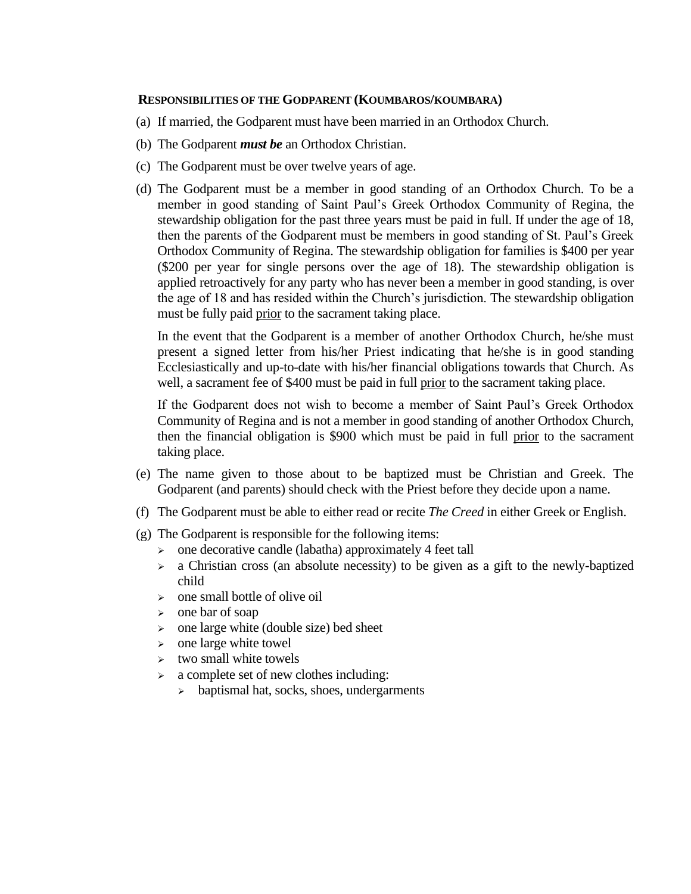## Responsibilities of the Godparent (Koumbaros/koumbara)

(a) If married, the Godparent must have been married in an Orthodox Church.

(b) The Godparent ***must be*** an Orthodox Christian.

(c) The Godparent must be over twelve years of age.

(d) The Godparent must be a member in good standing of an Orthodox Church. To be a member in good standing of Saint Paul's Greek Orthodox Community of Regina, the stewardship obligation for the past three years must be paid in full. If under the age of 18, then the parents of the Godparent must be members in good standing of St. Paul's Greek Orthodox Community of Regina. The stewardship obligation for families is $400 per year ($200 per year for single persons over the age of 18). The stewardship obligation is applied retroactively for any party who has never been a member in good standing, is over the age of 18 and has resided within the Church's jurisdiction. The stewardship obligation must be fully paid prior to the sacrament taking place.

In the event that the Godparent is a member of another Orthodox Church, he/she must present a signed letter from his/her Priest indicating that he/she is in good standing Ecclesiastically and up-to-date with his/her financial obligations towards that Church. As well, a sacrament fee of $400 must be paid in full prior to the sacrament taking place.

If the Godparent does not wish to become a member of Saint Paul's Greek Orthodox Community of Regina and is not a member in good standing of another Orthodox Church, then the financial obligation is $900 which must be paid in full prior to the sacrament taking place.

(e) The name given to those about to be baptized must be Christian and Greek. The Godparent (and parents) should check with the Priest before they decide upon a name.

(f) The Godparent must be able to either read or recite *The Creed* in either Greek or English.

(g) The Godparent is responsible for the following items:
- one decorative candle (labatha) approximately 4 feet tall
- a Christian cross (an absolute necessity) to be given as a gift to the newly-baptized child
- one small bottle of olive oil
- one bar of soap
- one large white (double size) bed sheet
- one large white towel
- two small white towels
- a complete set of new clothes including:
  - baptismal hat, socks, shoes, undergarments